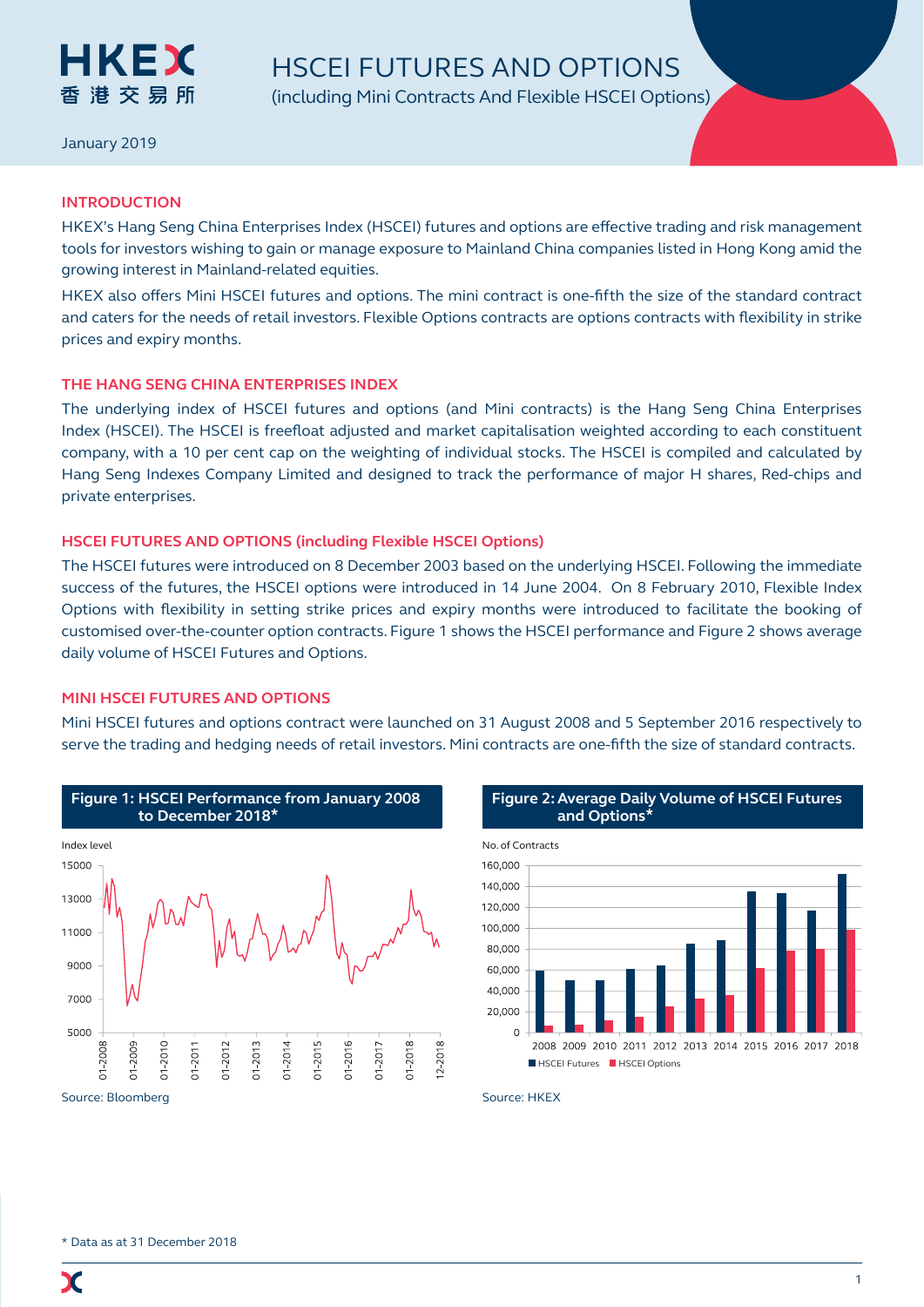# HSCEI FUTURES AND OPTIONS

(including Mini Contracts And Flexible HSCEI Options)

January 2019

## INTRODUCTION

HKEX's Hang Seng China Enterprises Index (HSCEI) futures and options are effective trading and risk management tools for investors wishing to gain or manage exposure to Mainland China companies listed in Hong Kong amid the growing interest in Mainland-related equities.

HKEX also offers Mini HSCEI futures and options. The mini contract is one-fifth the size of the standard contract and caters for the needs of retail investors. Flexible Options contracts are options contracts with flexibility in strike prices and expiry months.

## THE HANG SENG CHINA ENTERPRISES INDEX

The underlying index of HSCEI futures and options (and Mini contracts) is the Hang Seng China Enterprises Index (HSCEI). The HSCEI is freefloat adjusted and market capitalisation weighted according to each constituent company, with a 10 per cent cap on the weighting of individual stocks. The HSCEI is compiled and calculated by Hang Seng Indexes Company Limited and designed to track the performance of major H shares, Red-chips and private enterprises.

## HSCEI FUTURES AND OPTIONS (including Flexible HSCEI Options)

The HSCEI futures were introduced on 8 December 2003 based on the underlying HSCEI. Following the immediate success of the futures, the HSCEI options were introduced in 14 June 2004. On 8 February 2010, Flexible Index Options with flexibility in setting strike prices and expiry months were introduced to facilitate the booking of customised over-the-counter option contracts. Figure 1 shows the HSCEI performance and Figure 2 shows average daily volume of HSCEI Futures and Options.

## MINI HSCEI FUTURES AND OPTIONS

Mini HSCEI futures and options contract were launched on 31 August 2008 and 5 September 2016 respectively to serve the trading and hedging needs of retail investors. Mini contracts are one-fifth the size of standard contracts.

**Figure 1: HSCEI Performance from January 2008 to December 2018***

Source: Bloomberg

**Figure 2: Average Daily Volume of HSCEI Futures and Options***

Source: HKEX

\* Data as at 31 December 2018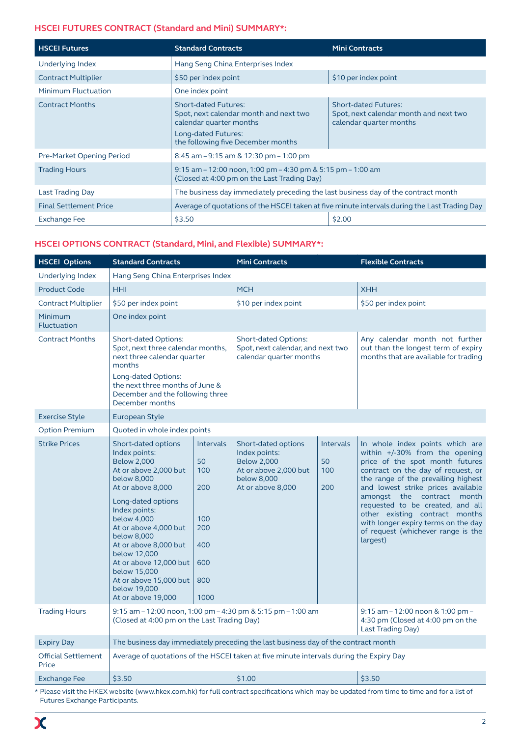## HSCEI FUTURES CONTRACT (Standard and Mini) SUMMARY*:

| HSCEI Futures | Standard Contracts | Mini Contracts |
|---|---|---|
| Underlying Index | Hang Seng China Enterprises Index | |
| Contract Multiplier | $50 per index point | $10 per index point |
| Minimum Fluctuation | One index point | |
| Contract Months | Short-dated Futures: Spot, next calendar month and next two calendar quarter months<br>Long-dated Futures: the following five December months | Short-dated Futures: Spot, next calendar month and next two calendar quarter months |
| Pre-Market Opening Period | 8:45 am – 9:15 am & 12:30 pm – 1:00 pm | |
| Trading Hours | 9:15 am – 12:00 noon, 1:00 pm – 4:30 pm & 5:15 pm – 1:00 am (Closed at 4:00 pm on the Last Trading Day) | |
| Last Trading Day | The business day immediately preceding the last business day of the contract month | |
| Final Settlement Price | Average of quotations of the HSCEI taken at five minute intervals during the Last Trading Day | |
| Exchange Fee | $3.50 | $2.00 |

## HSCEI OPTIONS CONTRACT (Standard, Mini, and Flexible) SUMMARY*:

| HSCEI Options | Standard Contracts | | Mini Contracts | | Flexible Contracts |
|---|---|---|---|---|---|
| Underlying Index | Hang Seng China Enterprises Index | | | | |
| Product Code | HHI | | MCH | | XHH |
| Contract Multiplier | $50 per index point | | $10 per index point | | $50 per index point |
| Minimum Fluctuation | One index point | | | | |
| Contract Months | Short-dated Options: Spot, next three calendar months, next three calendar quarter months<br>Long-dated Options: the next three months of June & December and the following three December months | | Short-dated Options: Spot, next calendar, and next two calendar quarter months | | Any calendar month not further out than the longest term of expiry months that are available for trading |
| Exercise Style | European Style | | | | |
| Option Premium | Quoted in whole index points | | | | |
| Strike Prices | Short-dated options Index points:<br>Below 2,000<br>At or above 2,000 but below 8,000<br>At or above 8,000<br>Long-dated options Index points:<br>below 4,000<br>At or above 4,000 but below 8,000<br>At or above 8,000 but below 12,000<br>At or above 12,000 but below 15,000<br>At or above 15,000 but below 19,000<br>At or above 19,000 | Intervals<br>50<br>100<br>200<br><br>100<br>200<br>400<br>600<br>800<br>1000 | Short-dated options Index points:<br>Below 2,000<br>At or above 2,000 but below 8,000<br>At or above 8,000 | Intervals<br>50<br>100<br>200 | In whole index points which are within +/-30% from the opening price of the spot month futures contract on the day of request, or the range of the prevailing highest and lowest strike prices available amongst the contract month requested to be created, and all other existing contract months with longer expiry terms on the day of request (whichever range is the largest) |
| Trading Hours | 9:15 am – 12:00 noon, 1:00 pm – 4:30 pm & 5:15 pm – 1:00 am (Closed at 4:00 pm on the Last Trading Day) | | | | 9:15 am – 12:00 noon & 1:00 pm – 4:30 pm (Closed at 4:00 pm on the Last Trading Day) |
| Expiry Day | The business day immediately preceding the last business day of the contract month | | | | |
| Official Settlement Price | Average of quotations of the HSCEI taken at five minute intervals during the Expiry Day | | | | |
| Exchange Fee | $3.50 | | $1.00 | | $3.50 |

* Please visit the HKEX website (www.hkex.com.hk) for full contract specifications which may be updated from time to time and for a list of Futures Exchange Participants.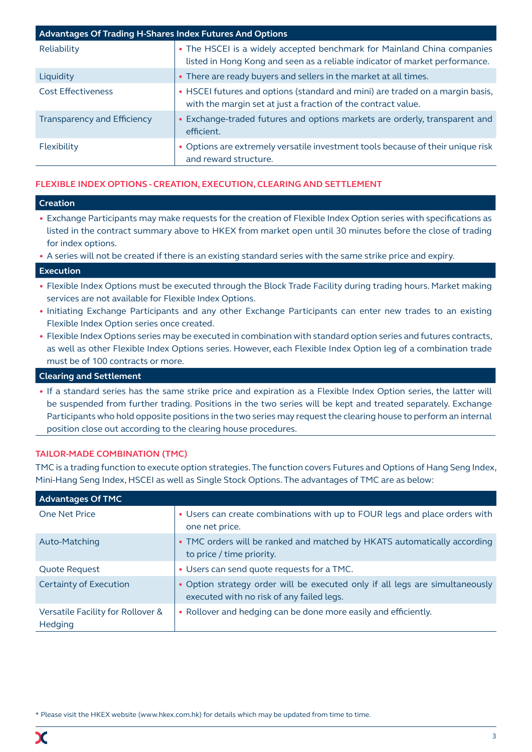| Advantages Of Trading H-Shares Index Futures And Options | |
|---|---|
| Reliability | • The HSCEI is a widely accepted benchmark for Mainland China companies listed in Hong Kong and seen as a reliable indicator of market performance. |
| Liquidity | • There are ready buyers and sellers in the market at all times. |
| Cost Effectiveness | • HSCEI futures and options (standard and mini) are traded on a margin basis, with the margin set at just a fraction of the contract value. |
| Transparency and Efficiency | • Exchange-traded futures and options markets are orderly, transparent and efficient. |
| Flexibility | • Options are extremely versatile investment tools because of their unique risk and reward structure. |

## FLEXIBLE INDEX OPTIONS - CREATION, EXECUTION, CLEARING AND SETTLEMENT

### Creation

- Exchange Participants may make requests for the creation of Flexible Index Option series with specifications as listed in the contract summary above to HKEX from market open until 30 minutes before the close of trading for index options.
- A series will not be created if there is an existing standard series with the same strike price and expiry.

### Execution

- Flexible Index Options must be executed through the Block Trade Facility during trading hours. Market making services are not available for Flexible Index Options.
- Initiating Exchange Participants and any other Exchange Participants can enter new trades to an existing Flexible Index Option series once created.
- Flexible Index Options series may be executed in combination with standard option series and futures contracts, as well as other Flexible Index Options series. However, each Flexible Index Option leg of a combination trade must be of 100 contracts or more.

### Clearing and Settlement

- If a standard series has the same strike price and expiration as a Flexible Index Option series, the latter will be suspended from further trading. Positions in the two series will be kept and treated separately. Exchange Participants who hold opposite positions in the two series may request the clearing house to perform an internal position close out according to the clearing house procedures.

## TAILOR-MADE COMBINATION (TMC)

TMC is a trading function to execute option strategies. The function covers Futures and Options of Hang Seng Index, Mini-Hang Seng Index, HSCEI as well as Single Stock Options. The advantages of TMC are as below:

| Advantages Of TMC | |
|---|---|
| One Net Price | • Users can create combinations with up to FOUR legs and place orders with one net price. |
| Auto-Matching | • TMC orders will be ranked and matched by HKATS automatically according to price / time priority. |
| Quote Request | • Users can send quote requests for a TMC. |
| Certainty of Execution | • Option strategy order will be executed only if all legs are simultaneously executed with no risk of any failed legs. |
| Versatile Facility for Rollover & Hedging | • Rollover and hedging can be done more easily and efficiently. |

\* Please visit the HKEX website (www.hkex.com.hk) for details which may be updated from time to time.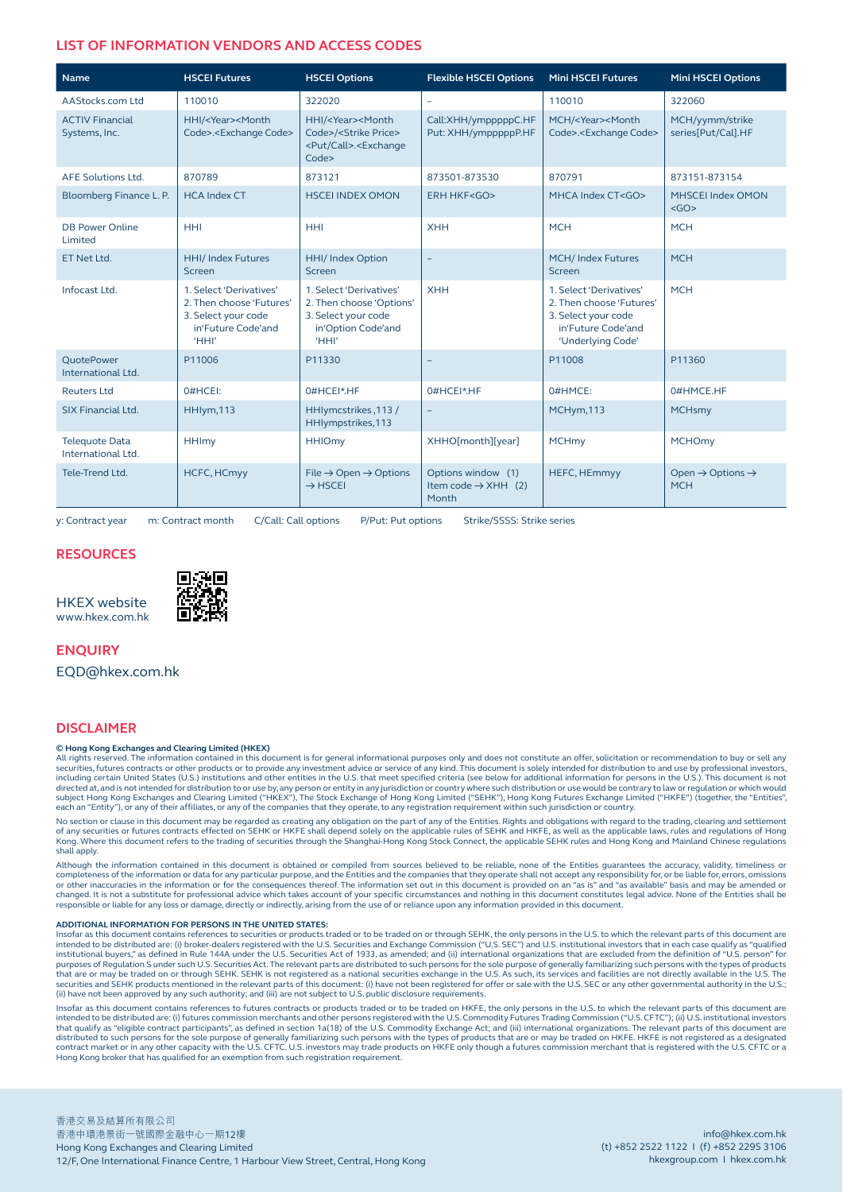## LIST OF INFORMATION VENDORS AND ACCESS CODES

| Name | HSCEI Futures | HSCEI Options | Flexible HSCEI Options | Mini HSCEI Futures | Mini HSCEI Options |
|---|---|---|---|---|---|
| AAStocks.com Ltd | 110010 | 322020 | – | 110010 | 322060 |
| ACTIV Financial Systems, Inc. | HHI/<Year><Month Code>.<Exchange Code> | HHI/<Year><Month Code>/<Strike Price><Put/Call>.<Exchange Code> | Call:XHH/ymppppppC.HF Put: XHH/ymppppppP.HF | MCH/<Year><Month Code>.<Exchange Code> | MCH/yymm/strike series[Put/Cal].HF |
| AFE Solutions Ltd. | 870789 | 873121 | 873501-873530 | 870791 | 873151-873154 |
| Bloomberg Finance L. P. | HCA Index CT | HSCEI INDEX OMON | ERH HKF<GO> | MHCA Index CT<GO> | MHSCEI Index OMON <GO> |
| DB Power Online Limited | HHI | HHI | XHH | MCH | MCH |
| ET Net Ltd. | HHI/ Index Futures Screen | HHI/ Index Option Screen | – | MCH/ Index Futures Screen | MCH |
| Infocast Ltd. | 1. Select 'Derivatives' 2. Then choose 'Futures' 3. Select your code in'Future Code'and 'HHI' | 1. Select 'Derivatives' 2. Then choose 'Options' 3. Select your code in'Option Code'and 'HHI' | XHH | 1. Select 'Derivatives' 2. Then choose 'Futures' 3. Select your code in'Future Code'and 'Underlying Code' | MCH |
| QuotePower International Ltd. | P11006 | P11330 | – | P11008 | P11360 |
| Reuters Ltd | 0#HCEI: | 0#HCEI*.HF | 0#HCEI*.HF | 0#HMCE: | 0#HMCE.HF |
| SIX Financial Ltd. | HHIym,113 | HHIymcstrikes,113 / HHIympstrikes,113 | – | MCHym,113 | MCHsmy |
| Telequote Data International Ltd. | HHImy | HHIOmy | XHHO[month][year] | MCHmy | MCHOmy |
| Tele-Trend Ltd. | HCFC, HCmyy | File → Open → Options → HSCEI | Options window (1) Item code → XHH (2) Month | HEFC, HEmmyy | Open → Options → MCH |

y: Contract year  m: Contract month  C/Call: Call options  P/Put: Put options  Strike/SSSS: Strike series

## RESOURCES

HKEX website
www.hkex.com.hk

## ENQUIRY

EQD@hkex.com.hk

## DISCLAIMER

**© Hong Kong Exchanges and Clearing Limited (HKEX)**

All rights reserved. The information contained in this document is for general informational purposes only and does not constitute an offer, solicitation or recommendation to buy or sell any securities, futures contracts or other products or to provide any investment advice or service of any kind. This document is solely intended for distribution to and use by professional investors, including certain United States (U.S.) institutions and other entities in the U.S. that meet specified criteria (see below for additional information for persons in the U.S.). This document is not directed at, and is not intended for distribution to or use by, any person or entity in any jurisdiction or country where such distribution or use would be contrary to law or regulation or which would subject Hong Kong Exchanges and Clearing Limited ("HKEX"), The Stock Exchange of Hong Kong Limited ("SEHK"), Hong Kong Futures Exchange Limited ("HKFE") (together, the "Entities", each an "Entity"), or any of their affiliates, or any of the companies that they operate, to any registration requirement within such jurisdiction or country.

No section or clause in this document may be regarded as creating any obligation on the part of any of the Entities. Rights and obligations with regard to the trading, clearing and settlement of any securities or futures contracts effected on SEHK or HKFE shall depend solely on the applicable rules of SEHK and HKFE, as well as the applicable laws, rules and regulations of Hong Kong. Where this document refers to the trading of securities through the Shanghai-Hong Kong Stock Connect, the applicable SEHK rules and Hong Kong and Mainland Chinese regulations shall apply.

Although the information contained in this document is obtained or compiled from sources believed to be reliable, none of the Entities guarantees the accuracy, validity, timeliness or completeness of the information or data for any particular purpose, and the Entities and the companies that they operate shall not accept any responsibility for, or be liable for, errors, omissions or other inaccuracies in the information or for the consequences thereof. The information set out in this document is provided on an "as is" and "as available" basis and may be amended or changed. It is not a substitute for professional advice which takes account of your specific circumstances and nothing in this document constitutes legal advice. None of the Entities shall be responsible or liable for any loss or damage, directly or indirectly, arising from the use of or reliance upon any information provided in this document.

**ADDITIONAL INFORMATION FOR PERSONS IN THE UNITED STATES:**

Insofar as this document contains references to securities or products traded or to be traded on or through SEHK, the only persons in the U.S. to which the relevant parts of this document are intended to be distributed are: (i) broker-dealers registered with the U.S. Securities and Exchange Commission ("U.S. SEC") and U.S. institutional investors that in each case qualify as "qualified institutional buyers," as defined in Rule 144A under the U.S. Securities Act of 1933, as amended; and (ii) international organizations that are excluded from the definition of "U.S. person" for purposes of Regulation S under such U.S. Securities Act. The relevant parts are distributed to such persons for the sole purpose of generally familiarizing such persons with the types of products that are or may be traded on or through SEHK. SEHK is not registered as a national securities exchange in the U.S. As such, its services and facilities are not directly available in the U.S. The securities and SEHK products mentioned in the relevant parts of this document: (i) have not been registered for offer or sale with the U.S. SEC or any other governmental authority in the U.S.; (ii) have not been approved by any such authority; and (iii) are not subject to U.S. public disclosure requirements.

Insofar as this document contains references to futures contracts or products traded or to be traded on HKFE, the only persons in the U.S. to which the relevant parts of this document are intended to be distributed are: (i) futures commission merchants and other persons registered with the U.S. Commodity Futures Trading Commission ("U.S. CFTC"); (ii) U.S. institutional investors that qualify as "eligible contract participants", as defined in section 1a(18) of the U.S. Commodity Exchange Act; and (iii) international organizations. The relevant parts of this document are distributed to such persons for the sole purpose of generally familiarizing such persons with the types of products that are or may be traded on HKFE. HKFE is not registered as a designated contract market or in any other capacity with the U.S. CFTC. U.S. investors may trade products on HKFE only though a futures commission merchant that is registered with the U.S. CFTC or a Hong Kong broker that has qualified for an exemption from such registration requirement.

香港交易及結算所有限公司
香港中環港景街一號國際金融中心一期12樓
Hong Kong Exchanges and Clearing Limited
12/F, One International Finance Centre, 1 Harbour View Street, Central, Hong Kong

info@hkex.com.hk
(t) +852 2522 1122 I (f) +852 2295 3106
hkexgroup.com I hkex.com.hk